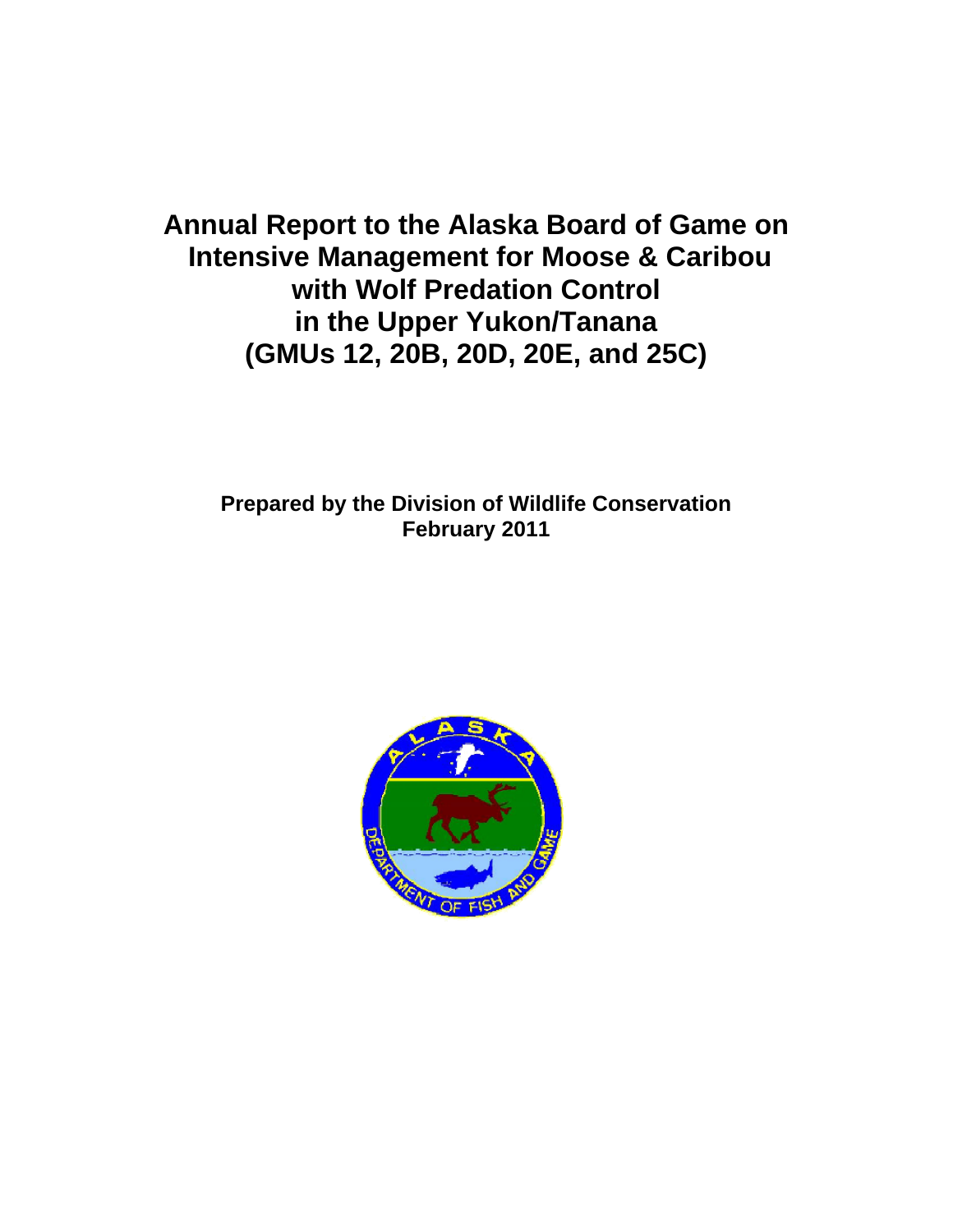# Annual Report to the Alaska Board of Game on Intensive Management for Moose & Caribou with Wolf Predation Control in the Upper Yukon/Tanana (GMUs 12, 20B, 20D, 20E, and 25C)

**Prepared by the Division of Wildlife Conservation**
**February 2011**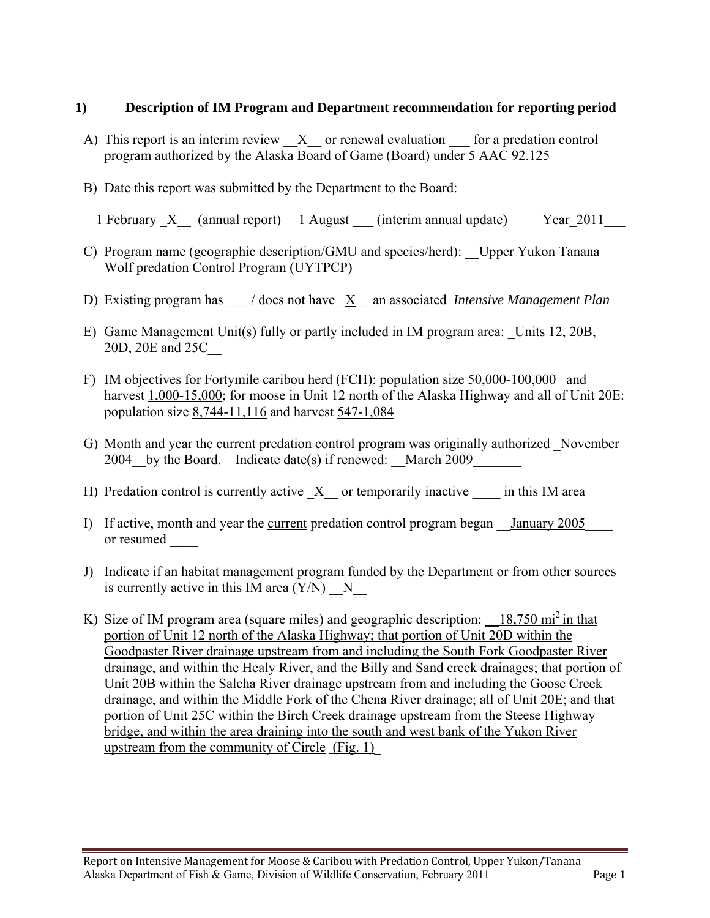## 1) Description of IM Program and Department recommendation for reporting period

A) This report is an interim review __X__ or renewal evaluation ___ for a predation control program authorized by the Alaska Board of Game (Board) under 5 AAC 92.125

B) Date this report was submitted by the Department to the Board:

1 February _X__ (annual report) 1 August ___ (interim annual update) Year_2011___

C) Program name (geographic description/GMU and species/herd): _Upper Yukon Tanana Wolf predation Control Program (UYTPCP)

D) Existing program has ___ / does not have _X__ an associated *Intensive Management Plan*

E) Game Management Unit(s) fully or partly included in IM program area: _Units 12, 20B, 20D, 20E and 25C__

F) IM objectives for Fortymile caribou herd (FCH): population size 50,000-100,000 and harvest 1,000-15,000; for moose in Unit 12 north of the Alaska Highway and all of Unit 20E: population size 8,744-11,116 and harvest 547-1,084

G) Month and year the current predation control program was originally authorized _November 2004__by the Board. Indicate date(s) if renewed: __March 2009_______

H) Predation control is currently active _X__ or temporarily inactive ____ in this IM area

I) If active, month and year the current predation control program began __January 2005____ or resumed ____

J) Indicate if an habitat management program funded by the Department or from other sources is currently active in this IM area (Y/N) __N__

K) Size of IM program area (square miles) and geographic description: __18,750 mi$^2$ in that portion of Unit 12 north of the Alaska Highway; that portion of Unit 20D within the Goodpaster River drainage upstream from and including the South Fork Goodpaster River drainage, and within the Healy River, and the Billy and Sand creek drainages; that portion of Unit 20B within the Salcha River drainage upstream from and including the Goose Creek drainage, and within the Middle Fork of the Chena River drainage; all of Unit 20E; and that portion of Unit 25C within the Birch Creek drainage upstream from the Steese Highway bridge, and within the area draining into the south and west bank of the Yukon River upstream from the community of Circle (Fig. 1)_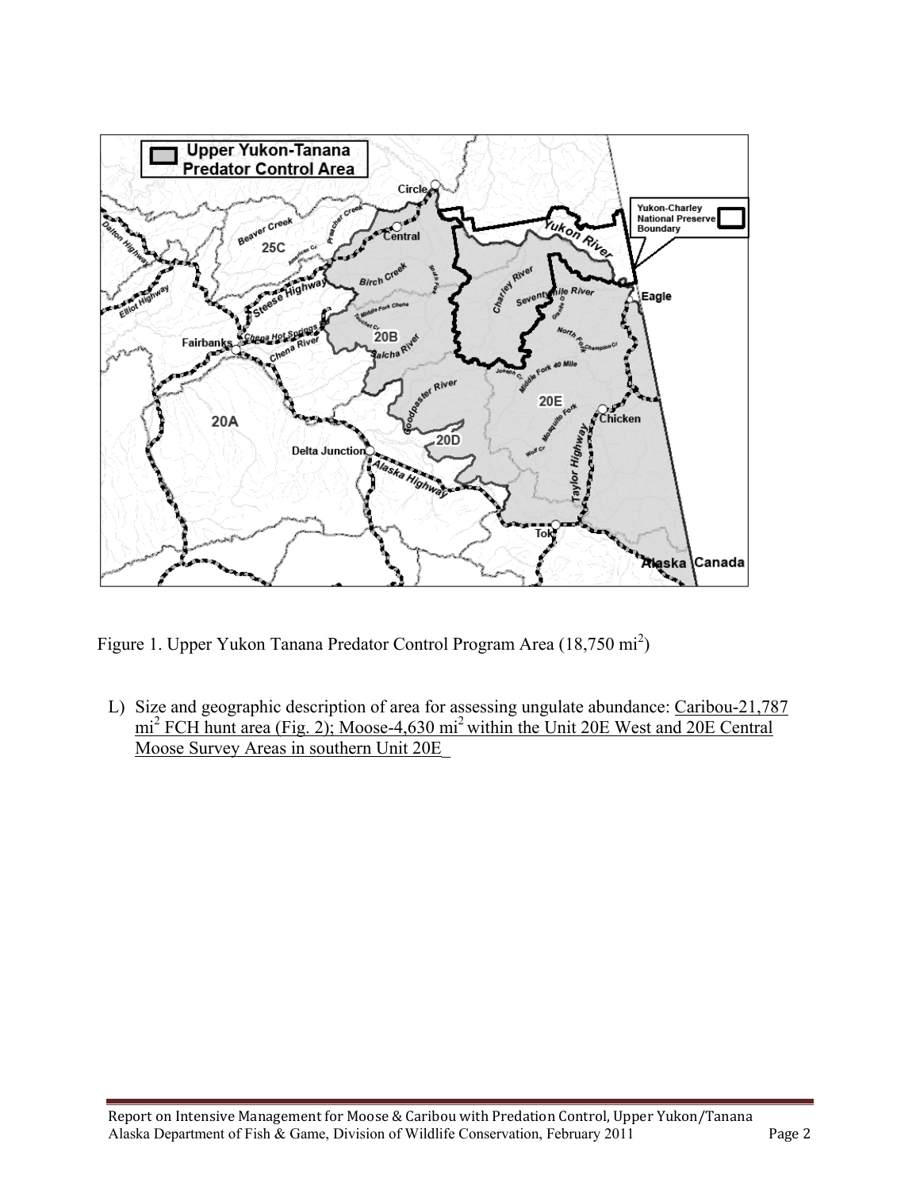Figure 1. Upper Yukon Tanana Predator Control Program Area (18,750 $mi^2$)

L) Size and geographic description of area for assessing ungulate abundance: Caribou-21,787 $mi^2$ FCH hunt area (Fig. 2); Moose-4,630 $mi^2$ within the Unit 20E West and 20E Central Moose Survey Areas in southern Unit 20E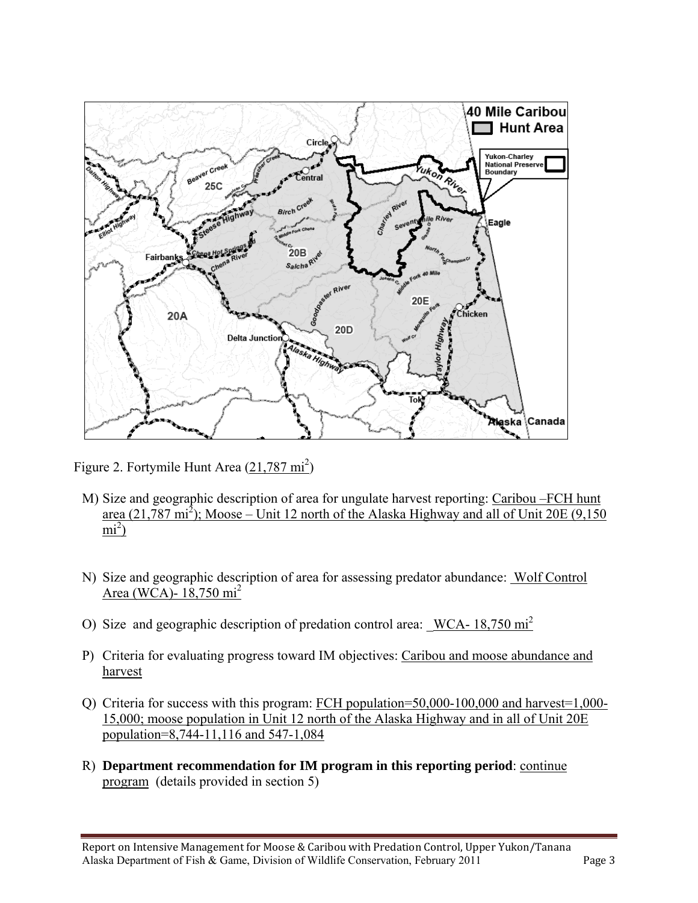Figure 2. Fortymile Hunt Area (21,787 mi$^2$)

M) Size and geographic description of area for ungulate harvest reporting: Caribou –FCH hunt area (21,787 mi$^2$); Moose – Unit 12 north of the Alaska Highway and all of Unit 20E (9,150 mi$^2$)

N) Size and geographic description of area for assessing predator abundance: Wolf Control Area (WCA)- 18,750 mi$^2$

O) Size and geographic description of predation control area: WCA- 18,750 mi$^2$

P) Criteria for evaluating progress toward IM objectives: Caribou and moose abundance and harvest

Q) Criteria for success with this program: FCH population=50,000-100,000 and harvest=1,000-15,000; moose population in Unit 12 north of the Alaska Highway and in all of Unit 20E population=8,744-11,116 and 547-1,084

R) **Department recommendation for IM program in this reporting period**: continue program (details provided in section 5)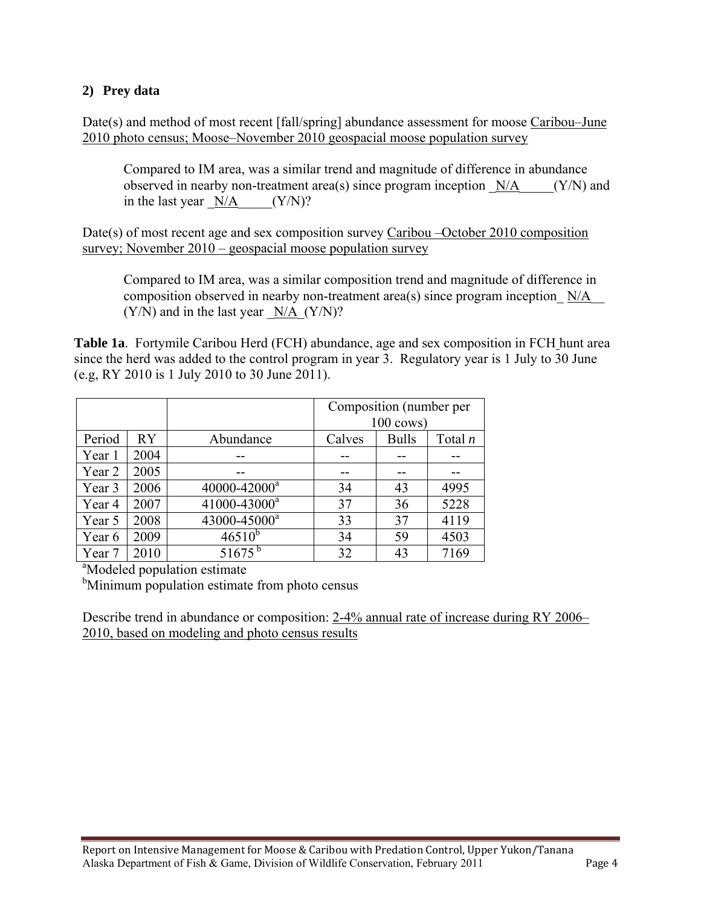### 2) Prey data

Date(s) and method of most recent [fall/spring] abundance assessment for moose Caribou–June 2010 photo census; Moose–November 2010 geospacial moose population survey

> Compared to IM area, was a similar trend and magnitude of difference in abundance observed in nearby non-treatment area(s) since program inception _N/A_____(Y/N) and in the last year _N/A_____(Y/N)?

Date(s) of most recent age and sex composition survey Caribou –October 2010 composition survey; November 2010 – geospacial moose population survey

> Compared to IM area, was a similar composition trend and magnitude of difference in composition observed in nearby non-treatment area(s) since program inception_ N/A__ (Y/N) and in the last year _N/A_(Y/N)?

**Table 1a**. Fortymile Caribou Herd (FCH) abundance, age and sex composition in FCH hunt area since the herd was added to the control program in year 3. Regulatory year is 1 July to 30 June (e.g, RY 2010 is 1 July 2010 to 30 June 2011).

| | | | Composition (number per 100 cows) | | |
|---|---|---|---|---|---|
| Period | RY | Abundance | Calves | Bulls | Total *n* |
| Year 1 | 2004 | -- | -- | -- | -- |
| Year 2 | 2005 | -- | -- | -- | -- |
| Year 3 | 2006 | 40000-42000[a] | 34 | 43 | 4995 |
| Year 4 | 2007 | 41000-43000[a] | 37 | 36 | 5228 |
| Year 5 | 2008 | 43000-45000[a] | 33 | 37 | 4119 |
| Year 6 | 2009 | 46510[b] | 34 | 59 | 4503 |
| Year 7 | 2010 | 51675[b] | 32 | 43 | 7169 |

[a]Modeled population estimate
[b]Minimum population estimate from photo census

Describe trend in abundance or composition: 2-4% annual rate of increase during RY 2006–2010, based on modeling and photo census results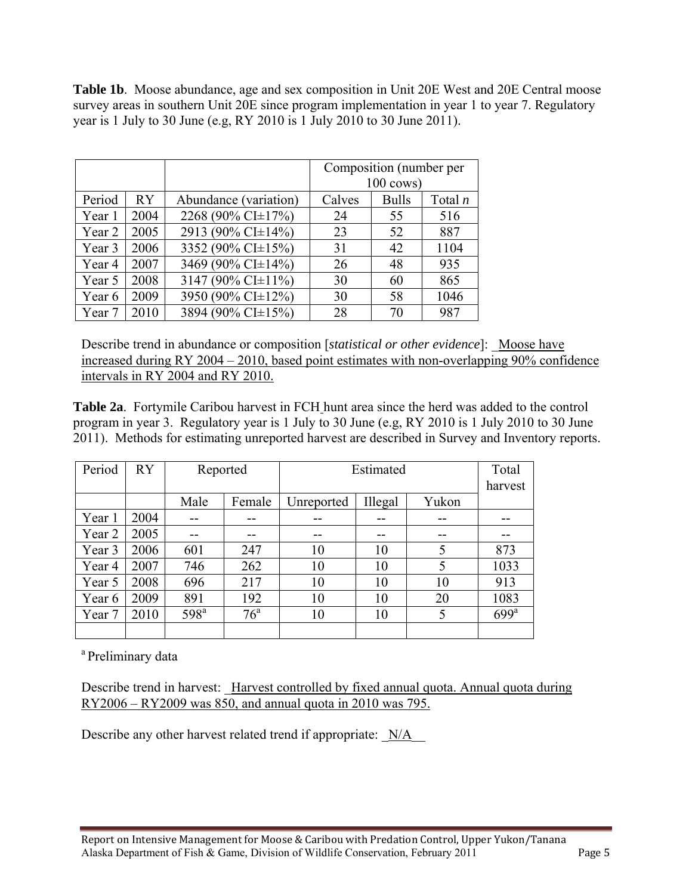**Table 1b**. Moose abundance, age and sex composition in Unit 20E West and 20E Central moose survey areas in southern Unit 20E since program implementation in year 1 to year 7. Regulatory year is 1 July to 30 June (e.g, RY 2010 is 1 July 2010 to 30 June 2011).

| | | | Composition (number per 100 cows) | | |
|---|---|---|---|---|---|
| Period | RY | Abundance (variation) | Calves | Bulls | Total *n* |
| Year 1 | 2004 | 2268 (90% CI±17%) | 24 | 55 | 516 |
| Year 2 | 2005 | 2913 (90% CI±14%) | 23 | 52 | 887 |
| Year 3 | 2006 | 3352 (90% CI±15%) | 31 | 42 | 1104 |
| Year 4 | 2007 | 3469 (90% CI±14%) | 26 | 48 | 935 |
| Year 5 | 2008 | 3147 (90% CI±11%) | 30 | 60 | 865 |
| Year 6 | 2009 | 3950 (90% CI±12%) | 30 | 58 | 1046 |
| Year 7 | 2010 | 3894 (90% CI±15%) | 28 | 70 | 987 |

Describe trend in abundance or composition [*statistical or other evidence*]: Moose have increased during RY 2004 – 2010, based point estimates with non-overlapping 90% confidence intervals in RY 2004 and RY 2010.

**Table 2a**. Fortymile Caribou harvest in FCH hunt area since the herd was added to the control program in year 3. Regulatory year is 1 July to 30 June (e.g, RY 2010 is 1 July 2010 to 30 June 2011). Methods for estimating unreported harvest are described in Survey and Inventory reports.

| Period | RY | Reported | | Estimated | | | Total harvest |
|---|---|---|---|---|---|---|---|
| | | Male | Female | Unreported | Illegal | Yukon | |
| Year 1 | 2004 | -- | -- | -- | -- | -- | -- |
| Year 2 | 2005 | -- | -- | -- | -- | -- | -- |
| Year 3 | 2006 | 601 | 247 | 10 | 10 | 5 | 873 |
| Year 4 | 2007 | 746 | 262 | 10 | 10 | 5 | 1033 |
| Year 5 | 2008 | 696 | 217 | 10 | 10 | 10 | 913 |
| Year 6 | 2009 | 891 | 192 | 10 | 10 | 20 | 1083 |
| Year 7 | 2010 | 598[a] | 76[a] | 10 | 10 | 5 | 699[a] |
| | | | | | | | |

[a] Preliminary data

Describe trend in harvest: Harvest controlled by fixed annual quota. Annual quota during RY2006 – RY2009 was 850, and annual quota in 2010 was 795.

Describe any other harvest related trend if appropriate: N/A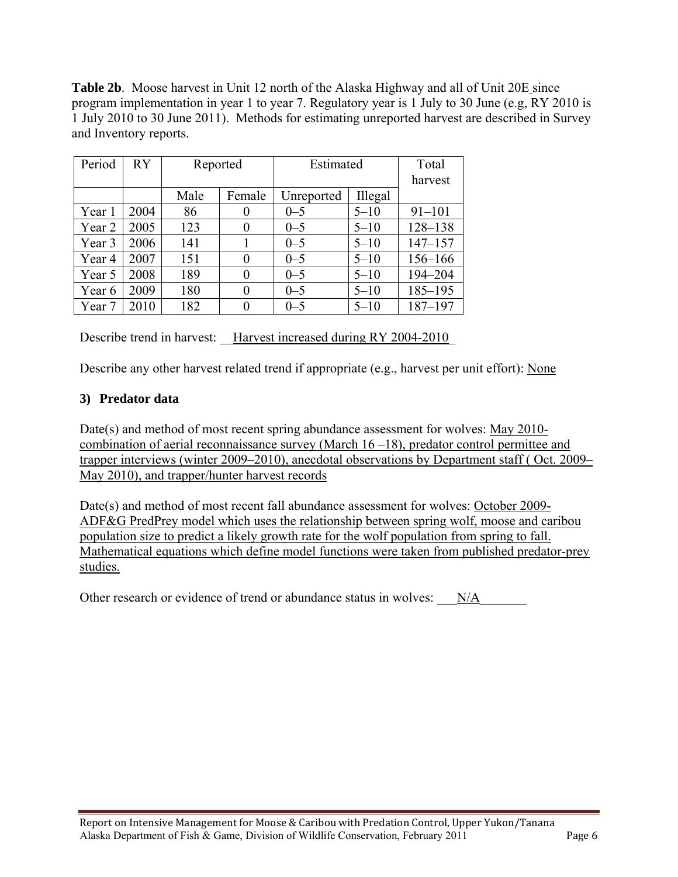**Table 2b**. Moose harvest in Unit 12 north of the Alaska Highway and all of Unit 20E since program implementation in year 1 to year 7. Regulatory year is 1 July to 30 June (e.g, RY 2010 is 1 July 2010 to 30 June 2011). Methods for estimating unreported harvest are described in Survey and Inventory reports.

| Period | RY | Reported | | Estimated | | Total harvest |
|---|---|---|---|---|---|---|
| | | Male | Female | Unreported | Illegal | |
| Year 1 | 2004 | 86 | 0 | 0–5 | 5–10 | 91–101 |
| Year 2 | 2005 | 123 | 0 | 0–5 | 5–10 | 128–138 |
| Year 3 | 2006 | 141 | 1 | 0–5 | 5–10 | 147–157 |
| Year 4 | 2007 | 151 | 0 | 0–5 | 5–10 | 156–166 |
| Year 5 | 2008 | 189 | 0 | 0–5 | 5–10 | 194–204 |
| Year 6 | 2009 | 180 | 0 | 0–5 | 5–10 | 185–195 |
| Year 7 | 2010 | 182 | 0 | 0–5 | 5–10 | 187–197 |

Describe trend in harvest: Harvest increased during RY 2004-2010

Describe any other harvest related trend if appropriate (e.g., harvest per unit effort): None

### 3) Predator data

Date(s) and method of most recent spring abundance assessment for wolves: May 2010- combination of aerial reconnaissance survey (March 16 –18), predator control permittee and trapper interviews (winter 2009–2010), anecdotal observations by Department staff ( Oct. 2009– May 2010), and trapper/hunter harvest records

Date(s) and method of most recent fall abundance assessment for wolves: October 2009- ADF&G PredPrey model which uses the relationship between spring wolf, moose and caribou population size to predict a likely growth rate for the wolf population from spring to fall. Mathematical equations which define model functions were taken from published predator-prey studies.

Other research or evidence of trend or abundance status in wolves: N/A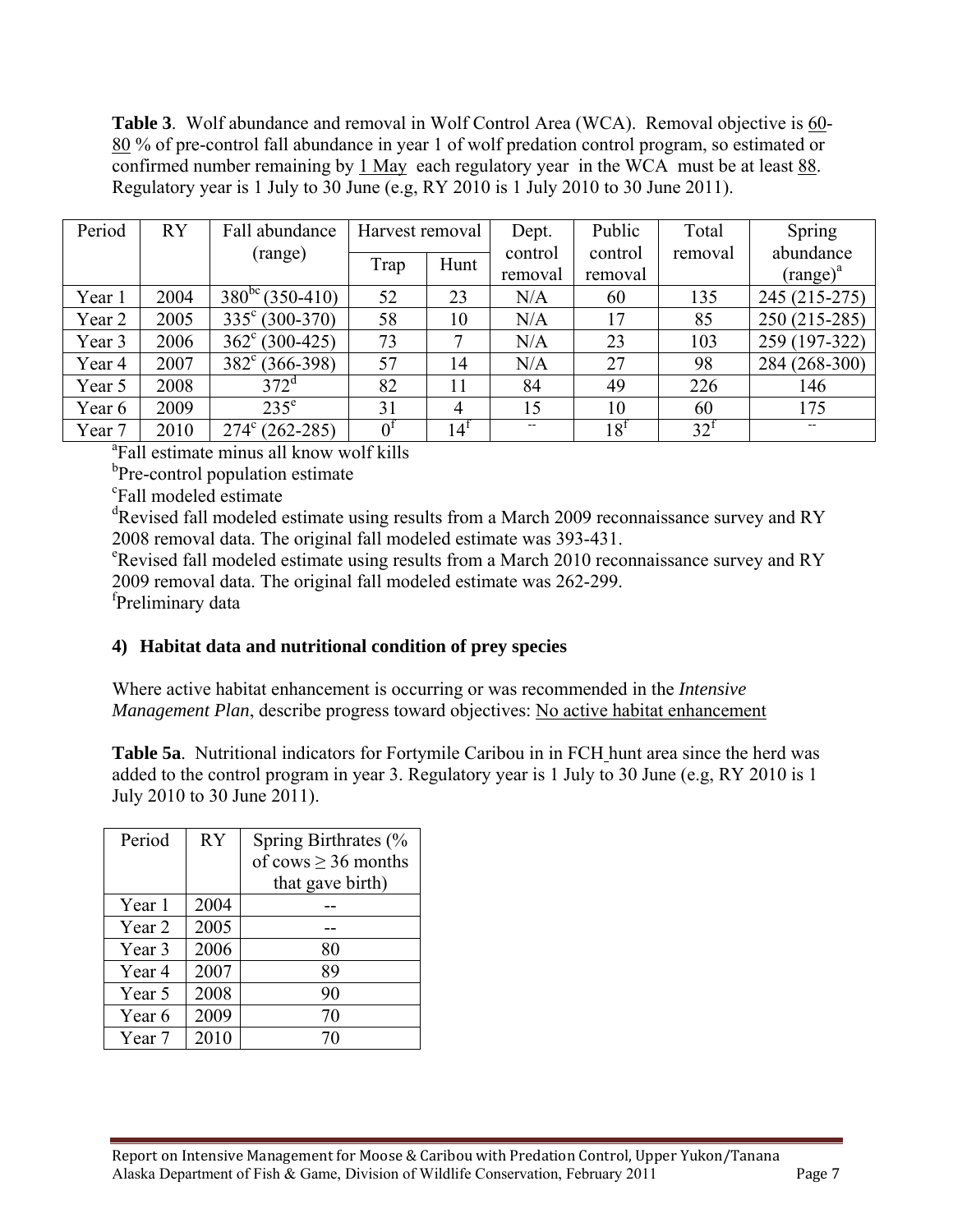**Table 3**. Wolf abundance and removal in Wolf Control Area (WCA). Removal objective is 60-80 % of pre-control fall abundance in year 1 of wolf predation control program, so estimated or confirmed number remaining by 1 May each regulatory year in the WCA must be at least 88. Regulatory year is 1 July to 30 June (e.g, RY 2010 is 1 July 2010 to 30 June 2011).

| Period | RY | Fall abundance (range) | Harvest removal | | Dept. control removal | Public control removal | Total removal | Spring abundance (range)[a] |
|---|---|---|---|---|---|---|---|---|
| | | | Trap | Hunt | | | | |
| Year 1 | 2004 | 380[bc] (350-410) | 52 | 23 | N/A | 60 | 135 | 245 (215-275) |
| Year 2 | 2005 | 335[c] (300-370) | 58 | 10 | N/A | 17 | 85 | 250 (215-285) |
| Year 3 | 2006 | 362[c] (300-425) | 73 | 7 | N/A | 23 | 103 | 259 (197-322) |
| Year 4 | 2007 | 382[c] (366-398) | 57 | 14 | N/A | 27 | 98 | 284 (268-300) |
| Year 5 | 2008 | 372[d] | 82 | 11 | 84 | 49 | 226 | 146 |
| Year 6 | 2009 | 235[e] | 31 | 4 | 15 | 10 | 60 | 175 |
| Year 7 | 2010 | 274[c] (262-285) | 0[f] | 14[f] | -- | 18[f] | 32[f] | -- |

[a]Fall estimate minus all know wolf kills

[b]Pre-control population estimate

[c]Fall modeled estimate

[d]Revised fall modeled estimate using results from a March 2009 reconnaissance survey and RY 2008 removal data. The original fall modeled estimate was 393-431.

[e]Revised fall modeled estimate using results from a March 2010 reconnaissance survey and RY 2009 removal data. The original fall modeled estimate was 262-299.

[f]Preliminary data

### 4) Habitat data and nutritional condition of prey species

Where active habitat enhancement is occurring or was recommended in the *Intensive Management Plan*, describe progress toward objectives: No active habitat enhancement

**Table 5a**. Nutritional indicators for Fortymile Caribou in in FCH hunt area since the herd was added to the control program in year 3. Regulatory year is 1 July to 30 June (e.g, RY 2010 is 1 July 2010 to 30 June 2011).

| Period | RY | Spring Birthrates (% of cows ≥ 36 months that gave birth) |
|---|---|---|
| Year 1 | 2004 | -- |
| Year 2 | 2005 | -- |
| Year 3 | 2006 | 80 |
| Year 4 | 2007 | 89 |
| Year 5 | 2008 | 90 |
| Year 6 | 2009 | 70 |
| Year 7 | 2010 | 70 |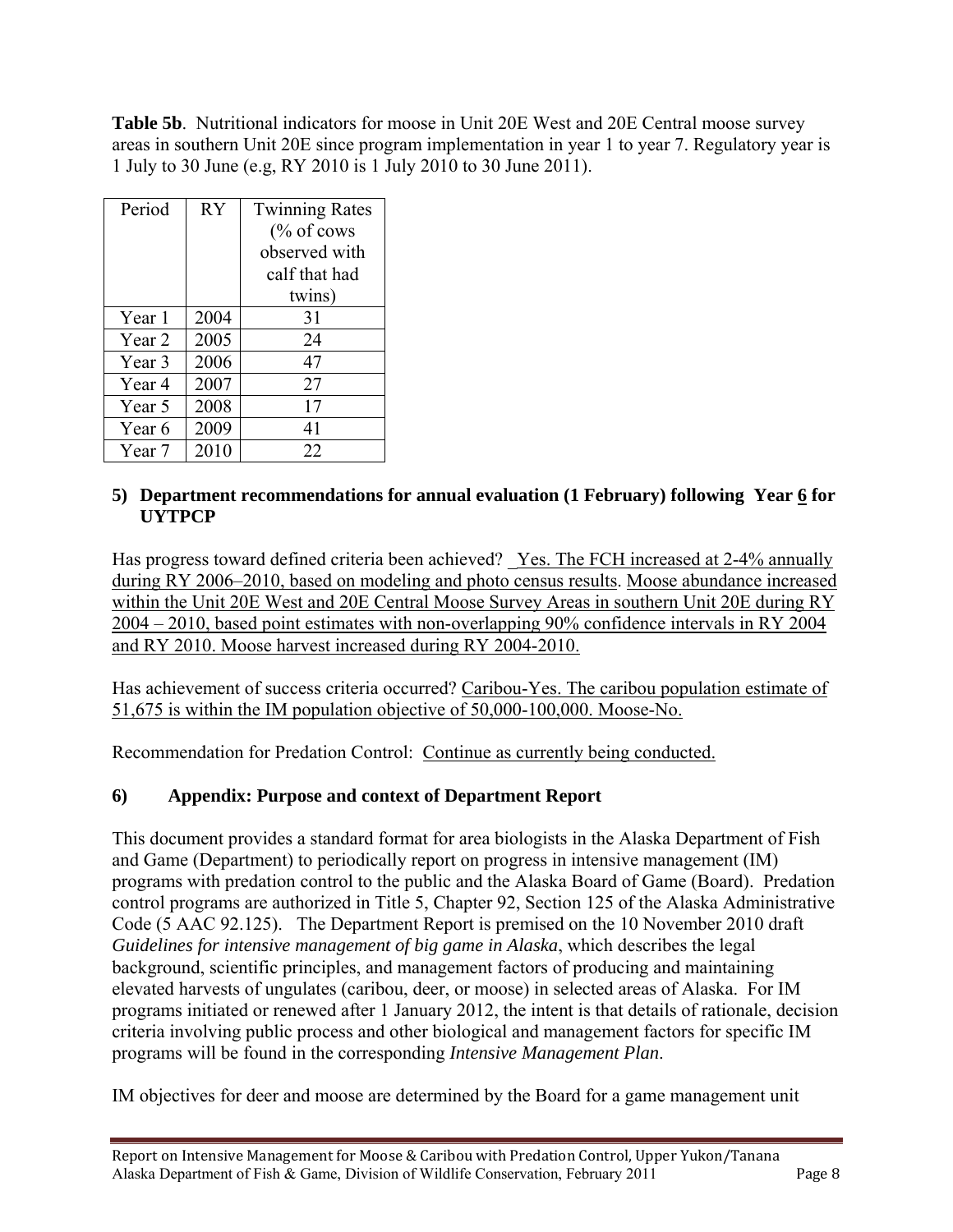**Table 5b**. Nutritional indicators for moose in Unit 20E West and 20E Central moose survey areas in southern Unit 20E since program implementation in year 1 to year 7. Regulatory year is 1 July to 30 June (e.g, RY 2010 is 1 July 2010 to 30 June 2011).

| Period | RY | Twinning Rates (% of cows observed with calf that had twins) |
|---|---|---|
| Year 1 | 2004 | 31 |
| Year 2 | 2005 | 24 |
| Year 3 | 2006 | 47 |
| Year 4 | 2007 | 27 |
| Year 5 | 2008 | 17 |
| Year 6 | 2009 | 41 |
| Year 7 | 2010 | 22 |

### 5) Department recommendations for annual evaluation (1 February) following Year 6 for UYTPCP

Has progress toward defined criteria been achieved? Yes. The FCH increased at 2-4% annually during RY 2006–2010, based on modeling and photo census results. Moose abundance increased within the Unit 20E West and 20E Central Moose Survey Areas in southern Unit 20E during RY 2004 – 2010, based point estimates with non-overlapping 90% confidence intervals in RY 2004 and RY 2010. Moose harvest increased during RY 2004-2010.

Has achievement of success criteria occurred? Caribou-Yes. The caribou population estimate of 51,675 is within the IM population objective of 50,000-100,000. Moose-No.

Recommendation for Predation Control: Continue as currently being conducted.

### 6) Appendix: Purpose and context of Department Report

This document provides a standard format for area biologists in the Alaska Department of Fish and Game (Department) to periodically report on progress in intensive management (IM) programs with predation control to the public and the Alaska Board of Game (Board). Predation control programs are authorized in Title 5, Chapter 92, Section 125 of the Alaska Administrative Code (5 AAC 92.125). The Department Report is premised on the 10 November 2010 draft *Guidelines for intensive management of big game in Alaska*, which describes the legal background, scientific principles, and management factors of producing and maintaining elevated harvests of ungulates (caribou, deer, or moose) in selected areas of Alaska. For IM programs initiated or renewed after 1 January 2012, the intent is that details of rationale, decision criteria involving public process and other biological and management factors for specific IM programs will be found in the corresponding *Intensive Management Plan*.

IM objectives for deer and moose are determined by the Board for a game management unit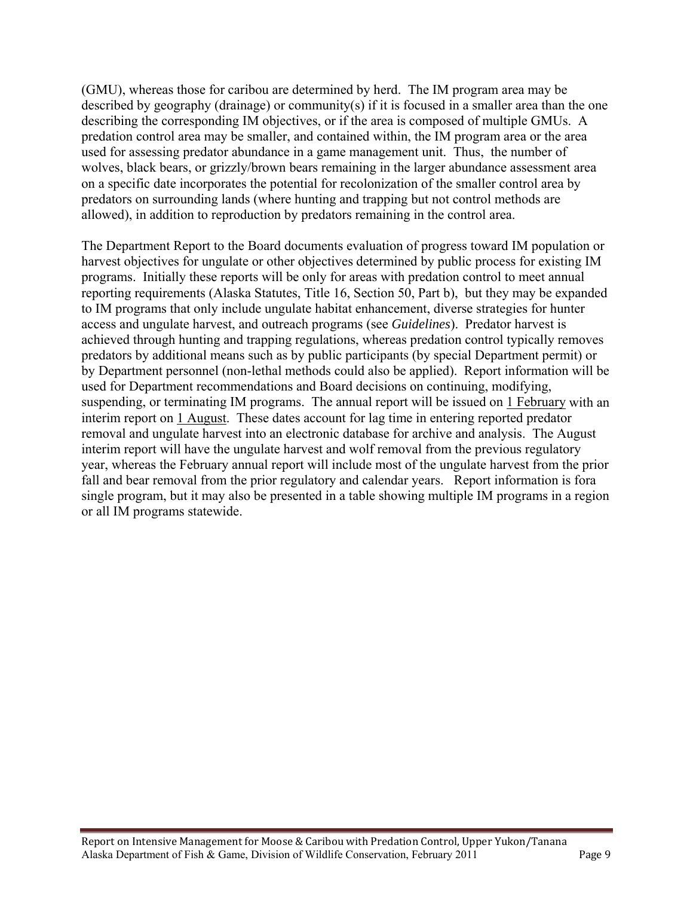(GMU), whereas those for caribou are determined by herd. The IM program area may be described by geography (drainage) or community(s) if it is focused in a smaller area than the one describing the corresponding IM objectives, or if the area is composed of multiple GMUs. A predation control area may be smaller, and contained within, the IM program area or the area used for assessing predator abundance in a game management unit. Thus, the number of wolves, black bears, or grizzly/brown bears remaining in the larger abundance assessment area on a specific date incorporates the potential for recolonization of the smaller control area by predators on surrounding lands (where hunting and trapping but not control methods are allowed), in addition to reproduction by predators remaining in the control area.

The Department Report to the Board documents evaluation of progress toward IM population or harvest objectives for ungulate or other objectives determined by public process for existing IM programs. Initially these reports will be only for areas with predation control to meet annual reporting requirements (Alaska Statutes, Title 16, Section 50, Part b), but they may be expanded to IM programs that only include ungulate habitat enhancement, diverse strategies for hunter access and ungulate harvest, and outreach programs (see *Guidelines*). Predator harvest is achieved through hunting and trapping regulations, whereas predation control typically removes predators by additional means such as by public participants (by special Department permit) or by Department personnel (non-lethal methods could also be applied). Report information will be used for Department recommendations and Board decisions on continuing, modifying, suspending, or terminating IM programs. The annual report will be issued on 1 February with an interim report on 1 August. These dates account for lag time in entering reported predator removal and ungulate harvest into an electronic database for archive and analysis. The August interim report will have the ungulate harvest and wolf removal from the previous regulatory year, whereas the February annual report will include most of the ungulate harvest from the prior fall and bear removal from the prior regulatory and calendar years. Report information is fora single program, but it may also be presented in a table showing multiple IM programs in a region or all IM programs statewide.